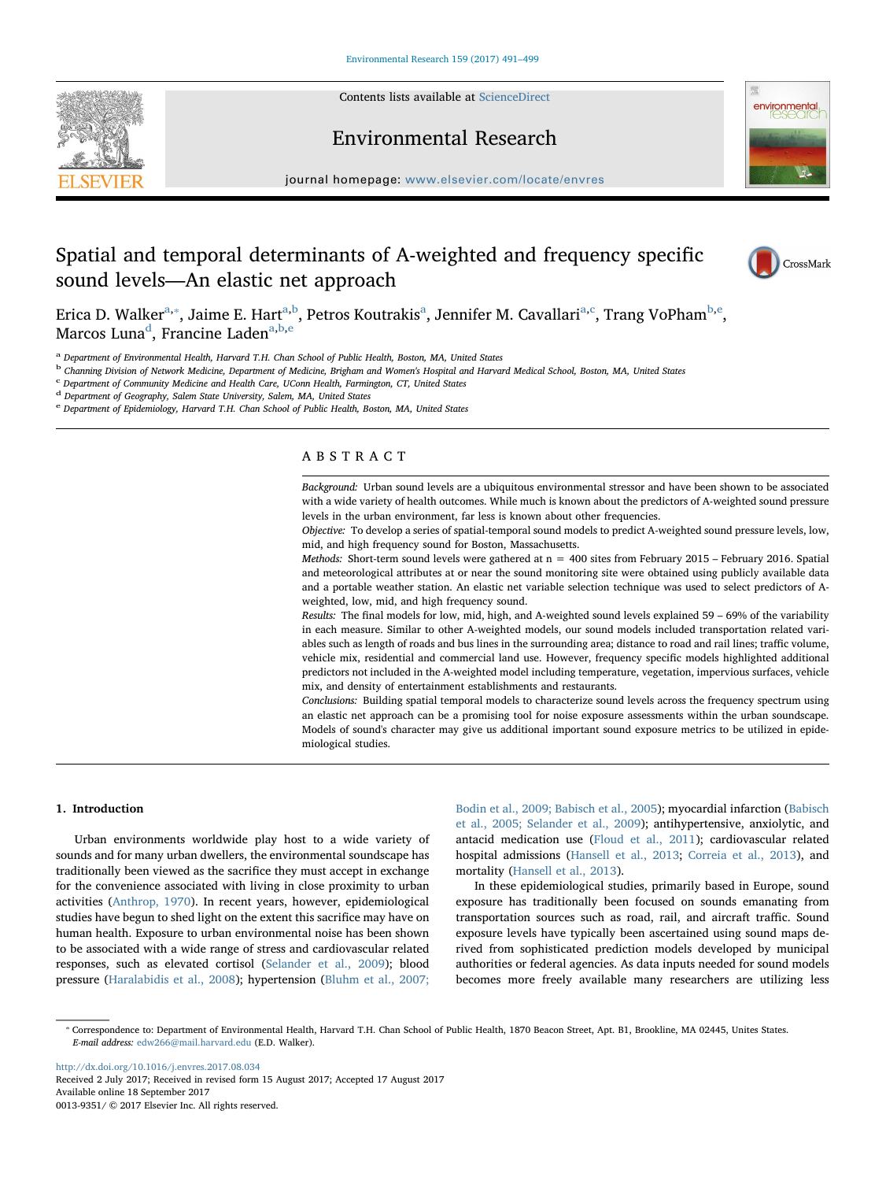# Spatial and temporal determinants of A-weighted and frequency specific sound levels—An elastic net approach

Erica D. Walker[a,*], Jaime E. Hart[a,b], Petros Koutrakis[a], Jennifer M. Cavallari[a,c], Trang VoPham[b,e], Marcos Luna[d], Francine Laden[a,b,e]

[a] Department of Environmental Health, Harvard T.H. Chan School of Public Health, Boston, MA, United States
[b] Channing Division of Network Medicine, Department of Medicine, Brigham and Women's Hospital and Harvard Medical School, Boston, MA, United States
[c] Department of Community Medicine and Health Care, UConn Health, Farmington, CT, United States
[d] Department of Geography, Salem State University, Salem, MA, United States
[e] Department of Epidemiology, Harvard T.H. Chan School of Public Health, Boston, MA, United States

## ABSTRACT

*Background:* Urban sound levels are a ubiquitous environmental stressor and have been shown to be associated with a wide variety of health outcomes. While much is known about the predictors of A-weighted sound pressure levels in the urban environment, far less is known about other frequencies.

*Objective:* To develop a series of spatial-temporal sound models to predict A-weighted sound pressure levels, low, mid, and high frequency sound for Boston, Massachusetts.

*Methods:* Short-term sound levels were gathered at n = 400 sites from February 2015 – February 2016. Spatial and meteorological attributes at or near the sound monitoring site were obtained using publicly available data and a portable weather station. An elastic net variable selection technique was used to select predictors of A-weighted, low, mid, and high frequency sound.

*Results:* The final models for low, mid, high, and A-weighted sound levels explained 59 – 69% of the variability in each measure. Similar to other A-weighted models, our sound models included transportation related variables such as length of roads and bus lines in the surrounding area; distance to road and rail lines; traffic volume, vehicle mix, residential and commercial land use. However, frequency specific models highlighted additional predictors not included in the A-weighted model including temperature, vegetation, impervious surfaces, vehicle mix, and density of entertainment establishments and restaurants.

*Conclusions:* Building spatial temporal models to characterize sound levels across the frequency spectrum using an elastic net approach can be a promising tool for noise exposure assessments within the urban soundscape. Models of sound's character may give us additional important sound exposure metrics to be utilized in epidemiological studies.

## 1. Introduction

Urban environments worldwide play host to a wide variety of sounds and for many urban dwellers, the environmental soundscape has traditionally been viewed as the sacrifice they must accept in exchange for the convenience associated with living in close proximity to urban activities (Anthrop, 1970). In recent years, however, epidemiological studies have begun to shed light on the extent this sacrifice may have on human health. Exposure to urban environmental noise has been shown to be associated with a wide range of stress and cardiovascular related responses, such as elevated cortisol (Selander et al., 2009); blood pressure (Haralabidis et al., 2008); hypertension (Bluhm et al., 2007; Bodin et al., 2009; Babisch et al., 2005); myocardial infarction (Babisch et al., 2005; Selander et al., 2009); antihypertensive, anxiolytic, and antacid medication use (Floud et al., 2011); cardiovascular related hospital admissions (Hansell et al., 2013; Correia et al., 2013), and mortality (Hansell et al., 2013).

In these epidemiological studies, primarily based in Europe, sound exposure has traditionally been focused on sounds emanating from transportation sources such as road, rail, and aircraft traffic. Sound exposure levels have typically been ascertained using sound maps derived from sophisticated prediction models developed by municipal authorities or federal agencies. As data inputs needed for sound models becomes more freely available many researchers are utilizing less

* Correspondence to: Department of Environmental Health, Harvard T.H. Chan School of Public Health, 1870 Beacon Street, Apt. B1, Brookline, MA 02445, Unites States.
*E-mail address:* edw266@mail.harvard.edu (E.D. Walker).

http://dx.doi.org/10.1016/j.envres.2017.08.034
Received 2 July 2017; Received in revised form 15 August 2017; Accepted 17 August 2017
Available online 18 September 2017
0013-9351/ © 2017 Elsevier Inc. All rights reserved.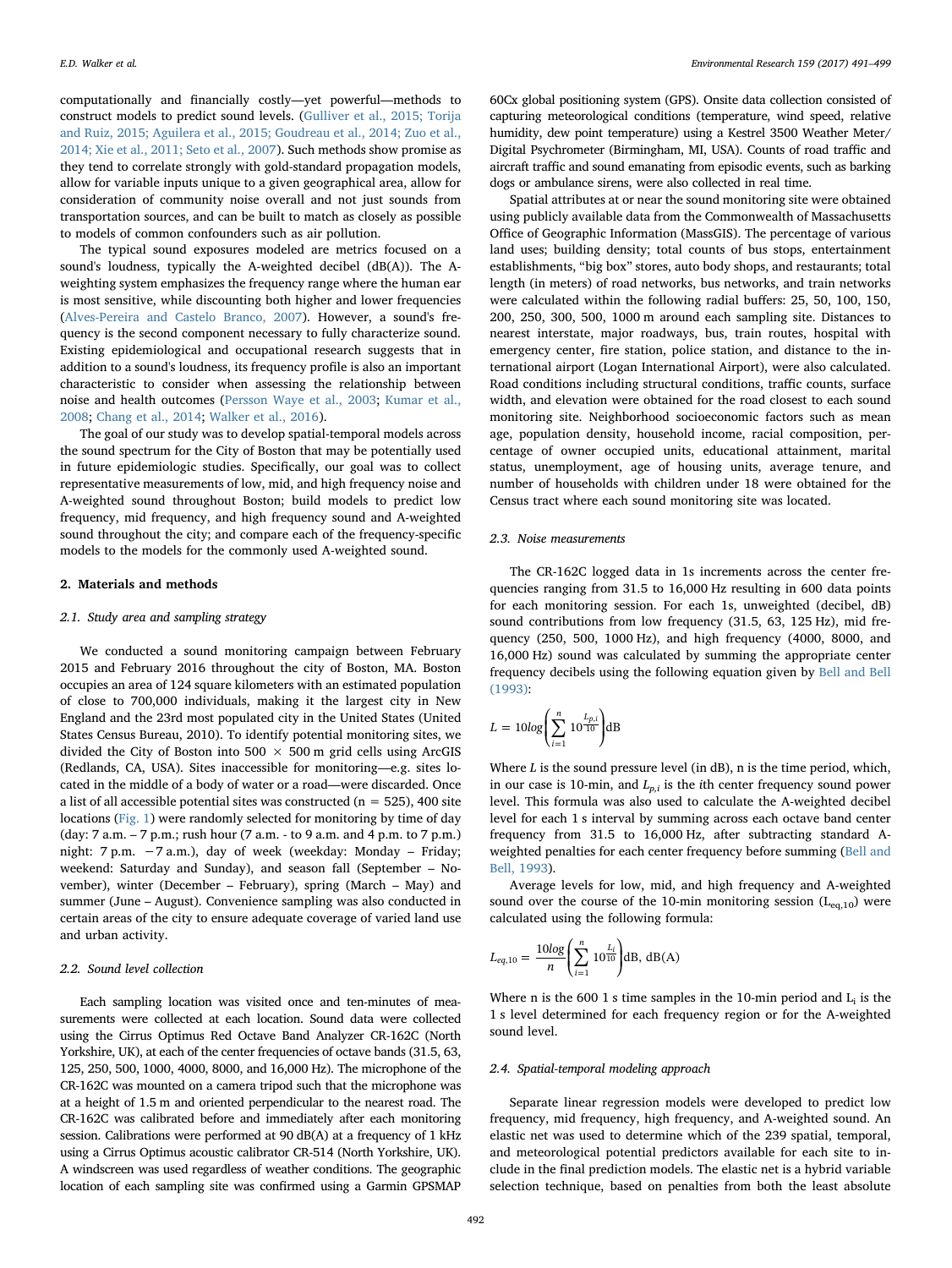computationally and financially costly—yet powerful—methods to construct models to predict sound levels. (Gulliver et al., 2015; Torija and Ruiz, 2015; Aguilera et al., 2015; Goudreau et al., 2014; Zuo et al., 2014; Xie et al., 2011; Seto et al., 2007). Such methods show promise as they tend to correlate strongly with gold-standard propagation models, allow for variable inputs unique to a given geographical area, allow for consideration of community noise overall and not just sounds from transportation sources, and can be built to match as closely as possible to models of common confounders such as air pollution.

The typical sound exposures modeled are metrics focused on a sound's loudness, typically the A-weighted decibel (dB(A)). The A-weighting system emphasizes the frequency range where the human ear is most sensitive, while discounting both higher and lower frequencies (Alves-Pereira and Castelo Branco, 2007). However, a sound's frequency is the second component necessary to fully characterize sound. Existing epidemiological and occupational research suggests that in addition to a sound's loudness, its frequency profile is also an important characteristic to consider when assessing the relationship between noise and health outcomes (Persson Waye et al., 2003; Kumar et al., 2008; Chang et al., 2014; Walker et al., 2016).

The goal of our study was to develop spatial-temporal models across the sound spectrum for the City of Boston that may be potentially used in future epidemiologic studies. Specifically, our goal was to collect representative measurements of low, mid, and high frequency noise and A-weighted sound throughout Boston; build models to predict low frequency, mid frequency, and high frequency sound and A-weighted sound throughout the city; and compare each of the frequency-specific models to the models for the commonly used A-weighted sound.

## 2. Materials and methods

### 2.1. Study area and sampling strategy

We conducted a sound monitoring campaign between February 2015 and February 2016 throughout the city of Boston, MA. Boston occupies an area of 124 square kilometers with an estimated population of close to 700,000 individuals, making it the largest city in New England and the 23rd most populated city in the United States (United States Census Bureau, 2010). To identify potential monitoring sites, we divided the City of Boston into 500 × 500 m grid cells using ArcGIS (Redlands, CA, USA). Sites inaccessible for monitoring—e.g. sites located in the middle of a body of water or a road—were discarded. Once a list of all accessible potential sites was constructed (n = 525), 400 site locations (Fig. 1) were randomly selected for monitoring by time of day (day: 7 a.m. – 7 p.m.; rush hour (7 a.m. - to 9 a.m. and 4 p.m. to 7 p.m.) night: 7 p.m. −7 a.m.), day of week (weekday: Monday – Friday; weekend: Saturday and Sunday), and season fall (September – November), winter (December – February), spring (March – May) and summer (June – August). Convenience sampling was also conducted in certain areas of the city to ensure adequate coverage of varied land use and urban activity.

### 2.2. Sound level collection

Each sampling location was visited once and ten-minutes of measurements were collected at each location. Sound data were collected using the Cirrus Optimus Red Octave Band Analyzer CR-162C (North Yorkshire, UK), at each of the center frequencies of octave bands (31.5, 63, 125, 250, 500, 1000, 4000, 8000, and 16,000 Hz). The microphone of the CR-162C was mounted on a camera tripod such that the microphone was at a height of 1.5 m and oriented perpendicular to the nearest road. The CR-162C was calibrated before and immediately after each monitoring session. Calibrations were performed at 90 dB(A) at a frequency of 1 kHz using a Cirrus Optimus acoustic calibrator CR-514 (North Yorkshire, UK). A windscreen was used regardless of weather conditions. The geographic location of each sampling site was confirmed using a Garmin GPSMAP 60Cx global positioning system (GPS). Onsite data collection consisted of capturing meteorological conditions (temperature, wind speed, relative humidity, dew point temperature) using a Kestrel 3500 Weather Meter/Digital Psychrometer (Birmingham, MI, USA). Counts of road traffic and aircraft traffic and sound emanating from episodic events, such as barking dogs or ambulance sirens, were also collected in real time.

Spatial attributes at or near the sound monitoring site were obtained using publicly available data from the Commonwealth of Massachusetts Office of Geographic Information (MassGIS). The percentage of various land uses; building density; total counts of bus stops, entertainment establishments, "big box" stores, auto body shops, and restaurants; total length (in meters) of road networks, bus networks, and train networks were calculated within the following radial buffers: 25, 50, 100, 150, 200, 250, 300, 500, 1000 m around each sampling site. Distances to nearest interstate, major roadways, bus, train routes, hospital with emergency center, fire station, police station, and distance to the international airport (Logan International Airport), were also calculated. Road conditions including structural conditions, traffic counts, surface width, and elevation were obtained for the road closest to each sound monitoring site. Neighborhood socioeconomic factors such as mean age, population density, household income, racial composition, percentage of owner occupied units, educational attainment, marital status, unemployment, age of housing units, average tenure, and number of households with children under 18 were obtained for the Census tract where each sound monitoring site was located.

### 2.3. Noise measurements

The CR-162C logged data in 1s increments across the center frequencies ranging from 31.5 to 16,000 Hz resulting in 600 data points for each monitoring session. For each 1s, unweighted (decibel, dB) sound contributions from low frequency (31.5, 63, 125 Hz), mid frequency (250, 500, 1000 Hz), and high frequency (4000, 8000, and 16,000 Hz) sound was calculated by summing the appropriate center frequency decibels using the following equation given by Bell and Bell (1993):

$$L = 10log\left(\sum_{i=1}^{n} 10^{\frac{L_{p,i}}{10}}\right)\text{dB}$$

Where $L$ is the sound pressure level (in dB), n is the time period, which, in our case is 10-min, and $L_{p,i}$ is the $i$th center frequency sound power level. This formula was also used to calculate the A-weighted decibel level for each 1 s interval by summing across each octave band center frequency from 31.5 to 16,000 Hz, after subtracting standard A-weighted penalties for each center frequency before summing (Bell and Bell, 1993).

Average levels for low, mid, and high frequency and A-weighted sound over the course of the 10-min monitoring session ($L_{eq,10}$) were calculated using the following formula:

$$L_{eq,10} = \frac{10log}{n}\left(\sum_{i=1}^{n} 10^{\frac{L_i}{10}}\right)\text{dB, dB(A)}$$

Where n is the 600 1 s time samples in the 10-min period and $L_i$ is the 1 s level determined for each frequency region or for the A-weighted sound level.

### 2.4. Spatial-temporal modeling approach

Separate linear regression models were developed to predict low frequency, mid frequency, high frequency, and A-weighted sound. An elastic net was used to determine which of the 239 spatial, temporal, and meteorological potential predictors available for each site to include in the final prediction models. The elastic net is a hybrid variable selection technique, based on penalties from both the least absolute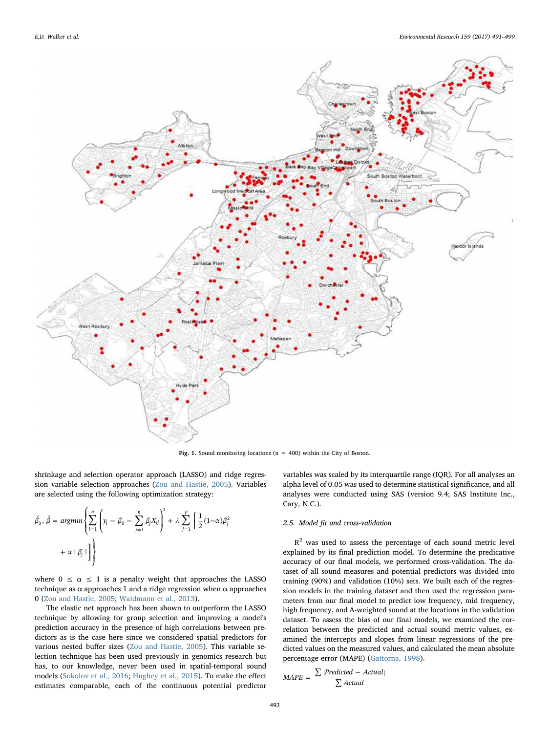Fig. 1. Sound monitoring locations (n = 400) within the City of Boston.

shrinkage and selection operator approach (LASSO) and ridge regression variable selection approaches (Zou and Hastie, 2005). Variables are selected using the following optimization strategy:

$$\hat{\beta}_0, \hat{\beta} = \underset{}{argmin}\left\{\sum_{i=1}^{n}\left(y_i - \beta_0 - \sum_{j=1}^{n}\beta_j X_{ij}\right)^2 + \lambda\sum_{j=1}^{p}\left[\frac{1}{2}(1-\alpha)\beta_j^2 + \alpha\mid\beta_j\mid\right]\right\}$$

where $0 \le \alpha \le 1$ is a penalty weight that approaches the LASSO technique as α approaches 1 and a ridge regression when α approaches 0 (Zou and Hastie, 2005; Waldmann et al., 2013).

The elastic net approach has been shown to outperform the LASSO technique by allowing for group selection and improving a model's prediction accuracy in the presence of high correlations between predictors as is the case here since we considered spatial predictors for various nested buffer sizes (Zou and Hastie, 2005). This variable selection technique has been used previously in genomics research but has, to our knowledge, never been used in spatial-temporal sound models (Sokolov et al., 2016; Hughey et al., 2015). To make the effect estimates comparable, each of the continuous potential predictor variables was scaled by its interquartile range (IQR). For all analyses an alpha level of 0.05 was used to determine statistical significance, and all analyses were conducted using SAS (version 9.4; SAS Institute Inc., Cary, N.C.).

### 2.5. Model fit and cross-validation

$R^2$ was used to assess the percentage of each sound metric level explained by its final prediction model. To determine the predicative accuracy of our final models, we performed cross-validation. The dataset of all sound measures and potential predictors was divided into training (90%) and validation (10%) sets. We built each of the regression models in the training dataset and then used the regression parameters from our final model to predict low frequency, mid frequency, high frequency, and A-weighted sound at the locations in the validation dataset. To assess the bias of our final models, we examined the correlation between the predicted and actual sound metric values, examined the intercepts and slopes from linear regressions of the predicted values on the measured values, and calculated the mean absolute percentage error (MAPE) (Gattorna, 1998).

$$MAPE = \frac{\sum |Predicted - Actual|}{\sum Actual}$$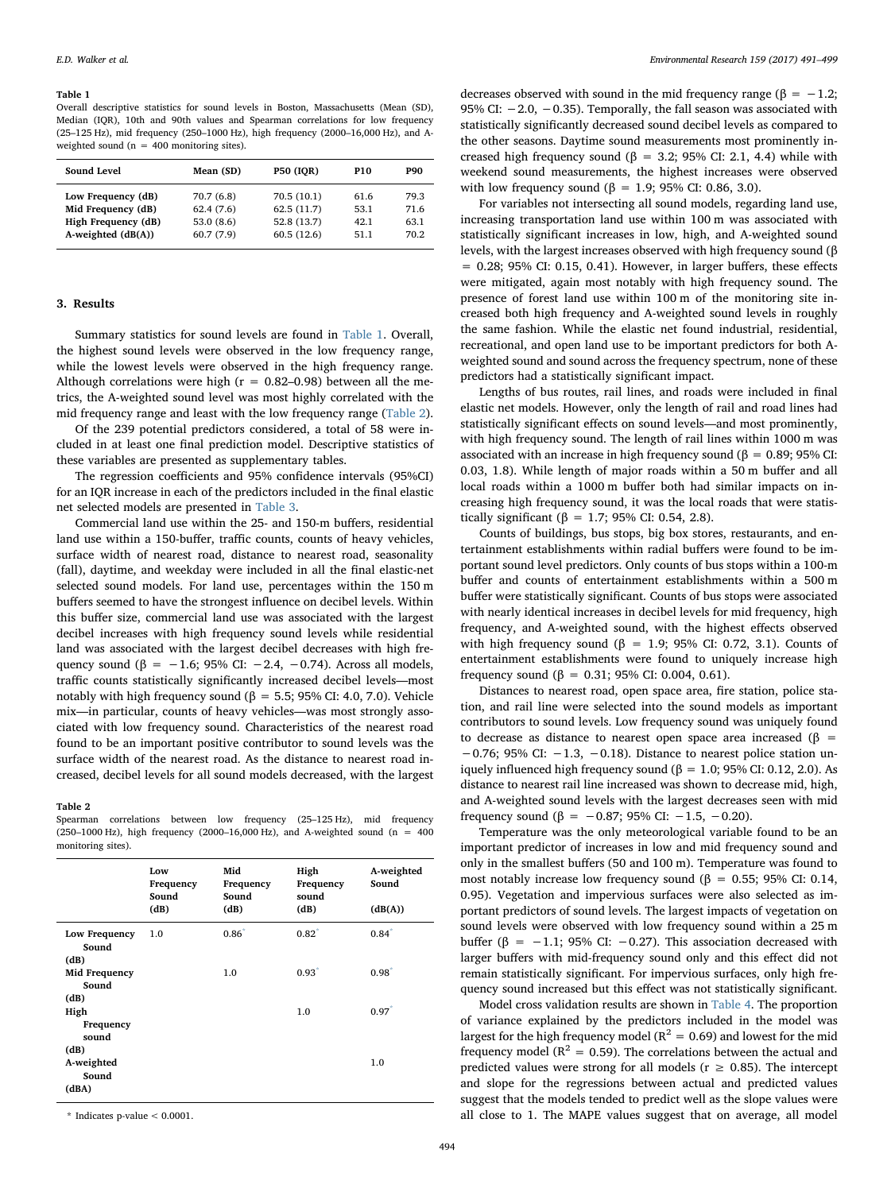**Table 1**
Overall descriptive statistics for sound levels in Boston, Massachusetts (Mean (SD), Median (IQR), 10th and 90th values and Spearman correlations for low frequency (25–125 Hz), mid frequency (250–1000 Hz), high frequency (2000–16,000 Hz), and A-weighted sound (n = 400 monitoring sites).

| Sound Level | Mean (SD) | P50 (IQR) | P10 | P90 |
|---|---|---|---|---|
| **Low Frequency (dB)** | 70.7 (6.8) | 70.5 (10.1) | 61.6 | 79.3 |
| **Mid Frequency (dB)** | 62.4 (7.6) | 62.5 (11.7) | 53.1 | 71.6 |
| **High Frequency (dB)** | 53.0 (8.6) | 52.8 (13.7) | 42.1 | 63.1 |
| **A-weighted (dB(A))** | 60.7 (7.9) | 60.5 (12.6) | 51.1 | 70.2 |

## 3. Results

Summary statistics for sound levels are found in Table 1. Overall, the highest sound levels were observed in the low frequency range, while the lowest levels were observed in the high frequency range. Although correlations were high (r = 0.82–0.98) between all the metrics, the A-weighted sound level was most highly correlated with the mid frequency range and least with the low frequency range (Table 2).

Of the 239 potential predictors considered, a total of 58 were included in at least one final prediction model. Descriptive statistics of these variables are presented as supplementary tables.

The regression coefficients and 95% confidence intervals (95%CI) for an IQR increase in each of the predictors included in the final elastic net selected models are presented in Table 3.

Commercial land use within the 25- and 150-m buffers, residential land use within a 150-buffer, traffic counts, counts of heavy vehicles, surface width of nearest road, distance to nearest road, seasonality (fall), daytime, and weekday were included in all the final elastic-net selected sound models. For land use, percentages within the 150 m buffers seemed to have the strongest influence on decibel levels. Within this buffer size, commercial land use was associated with the largest decibel increases with high frequency sound levels while residential land was associated with the largest decibel decreases with high frequency sound (β = −1.6; 95% CI: −2.4, −0.74). Across all models, traffic counts statistically significantly increased decibel levels—most notably with high frequency sound (β = 5.5; 95% CI: 4.0, 7.0). Vehicle mix—in particular, counts of heavy vehicles—was most strongly associated with low frequency sound. Characteristics of the nearest road found to be an important positive contributor to sound levels was the surface width of the nearest road. As the distance to nearest road increased, decibel levels for all sound models decreased, with the largest decreases observed with sound in the mid frequency range (β = −1.2; 95% CI: −2.0, −0.35). Temporally, the fall season was associated with statistically significantly decreased sound decibel levels as compared to the other seasons. Daytime sound measurements most prominently increased high frequency sound (β = 3.2; 95% CI: 2.1, 4.4) while with weekend sound measurements, the highest increases were observed with low frequency sound (β = 1.9; 95% CI: 0.86, 3.0).

**Table 2**
Spearman correlations between low frequency (25–125 Hz), mid frequency (250–1000 Hz), high frequency (2000–16,000 Hz), and A-weighted sound (n = 400 monitoring sites).

| | Low Frequency Sound (dB) | Mid Frequency Sound (dB) | High Frequency sound (dB) | A-weighted Sound (dB(A)) |
|---|---|---|---|---|
| **Low Frequency Sound (dB)** | 1.0 | 0.86* | 0.82* | 0.84* |
| **Mid Frequency Sound (dB)** | | 1.0 | 0.93* | 0.98* |
| **High Frequency sound (dB)** | | | 1.0 | 0.97* |
| **A-weighted Sound (dBA)** | | | | 1.0 |

* Indicates p-value < 0.0001.

For variables not intersecting all sound models, regarding land use, increasing transportation land use within 100 m was associated with statistically significant increases in low, high, and A-weighted sound levels, with the largest increases observed with high frequency sound (β = 0.28; 95% CI: 0.15, 0.41). However, in larger buffers, these effects were mitigated, again most notably with high frequency sound. The presence of forest land use within 100 m of the monitoring site increased both high frequency and A-weighted sound levels in roughly the same fashion. While the elastic net found industrial, residential, recreational, and open land use to be important predictors for both A-weighted sound and sound across the frequency spectrum, none of these predictors had a statistically significant impact.

Lengths of bus routes, rail lines, and roads were included in final elastic net models. However, only the length of rail and road lines had statistically significant effects on sound levels—and most prominently, with high frequency sound. The length of rail lines within 1000 m was associated with an increase in high frequency sound (β = 0.89; 95% CI: 0.03, 1.8). While length of major roads within a 50 m buffer and all local roads within a 1000 m buffer both had similar impacts on increasing high frequency sound, it was the local roads that were statistically significant (β = 1.7; 95% CI: 0.54, 2.8).

Counts of buildings, bus stops, big box stores, restaurants, and entertainment establishments within radial buffers were found to be important sound level predictors. Only counts of bus stops within a 100-m buffer and counts of entertainment establishments within a 500 m buffer were statistically significant. Counts of bus stops were associated with nearly identical increases in decibel levels for mid frequency, high frequency, and A-weighted sound, with the highest effects observed with high frequency sound (β = 1.9; 95% CI: 0.72, 3.1). Counts of entertainment establishments were found to uniquely increase high frequency sound (β = 0.31; 95% CI: 0.004, 0.61).

Distances to nearest road, open space area, fire station, police station, and rail line were selected into the sound models as important contributors to sound levels. Low frequency sound was uniquely found to decrease as distance to nearest open space area increased (β = −0.76; 95% CI: −1.3, −0.18). Distance to nearest police station uniquely influenced high frequency sound (β = 1.0; 95% CI: 0.12, 2.0). As distance to nearest rail line increased was shown to decrease mid, high, and A-weighted sound levels with the largest decreases seen with mid frequency sound (β = −0.87; 95% CI: −1.5, −0.20).

Temperature was the only meteorological variable found to be an important predictor of increases in low and mid frequency sound and only in the smallest buffers (50 and 100 m). Temperature was found to most notably increase low frequency sound (β = 0.55; 95% CI: 0.14, 0.95). Vegetation and impervious surfaces were also selected as important predictors of sound levels. The largest impacts of vegetation on sound levels were observed with low frequency sound within a 25 m buffer (β = −1.1; 95% CI: −0.27). This association decreased with larger buffers with mid-frequency sound only and this effect did not remain statistically significant. For impervious surfaces, only high frequency sound increased but this effect was not statistically significant.

Model cross validation results are shown in Table 4. The proportion of variance explained by the predictors included in the model was largest for the high frequency model ($R^2$ = 0.69) and lowest for the mid frequency model ($R^2$ = 0.59). The correlations between the actual and predicted values were strong for all models (r ≥ 0.85). The intercept and slope for the regressions between actual and predicted values suggest that the models tended to predict well as the slope values were all close to 1. The MAPE values suggest that on average, all model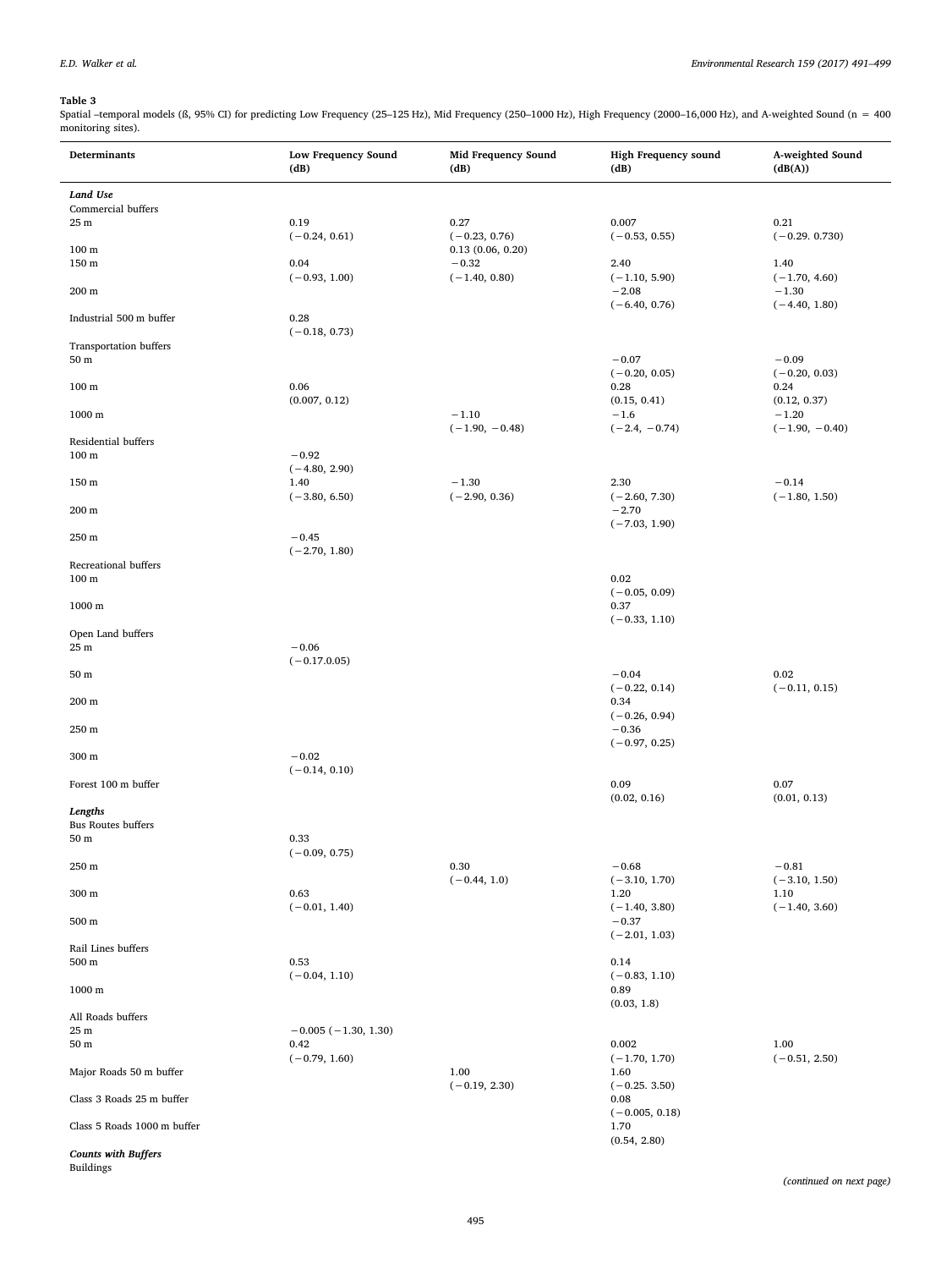**Table 3**
Spatial –temporal models (ß, 95% CI) for predicting Low Frequency (25–125 Hz), Mid Frequency (250–1000 Hz), High Frequency (2000–16,000 Hz), and A-weighted Sound (n = 400 monitoring sites).

| Determinants | Low Frequency Sound (dB) | Mid Frequency Sound (dB) | High Frequency sound (dB) | A-weighted Sound (dB(A)) |
|---|---|---|---|---|
| ***Land Use*** | | | | |
| Commercial buffers | | | | |
| 25 m | 0.19 (−0.24, 0.61) | 0.27 (−0.23, 0.76) | 0.007 (−0.53, 0.55) | 0.21 (−0.29. 0.730) |
| 100 m | | 0.13 (0.06, 0.20) | | |
| 150 m | 0.04 (−0.93, 1.00) | −0.32 (−1.40, 0.80) | 2.40 (−1.10, 5.90) | 1.40 (−1.70, 4.60) |
| 200 m | | | −2.08 (−6.40, 0.76) | −1.30 (−4.40, 1.80) |
| Industrial 500 m buffer | 0.28 (−0.18, 0.73) | | | |
| Transportation buffers | | | | |
| 50 m | | | −0.07 (−0.20, 0.05) | −0.09 (−0.20, 0.03) |
| 100 m | 0.06 (0.007, 0.12) | | 0.28 (0.15, 0.41) | 0.24 (0.12, 0.37) |
| 1000 m | | −1.10 (−1.90, −0.48) | −1.6 (−2.4, −0.74) | −1.20 (−1.90, −0.40) |
| Residential buffers | | | | |
| 100 m | −0.92 (−4.80, 2.90) | | | |
| 150 m | 1.40 (−3.80, 6.50) | −1.30 (−2.90, 0.36) | 2.30 (−2.60, 7.30) | −0.14 (−1.80, 1.50) |
| 200 m | | | −2.70 (−7.03, 1.90) | |
| 250 m | −0.45 (−2.70, 1.80) | | | |
| Recreational buffers | | | | |
| 100 m | | | 0.02 (−0.05, 0.09) | |
| 1000 m | | | 0.37 (−0.33, 1.10) | |
| Open Land buffers | | | | |
| 25 m | −0.06 (−0.17.0.05) | | | |
| 50 m | | | −0.04 (−0.22, 0.14) | 0.02 (−0.11, 0.15) |
| 200 m | | | 0.34 (−0.26, 0.94) | |
| 250 m | | | −0.36 (−0.97, 0.25) | |
| 300 m | −0.02 (−0.14, 0.10) | | | |
| Forest 100 m buffer | | | 0.09 (0.02, 0.16) | 0.07 (0.01, 0.13) |
| ***Lengths*** | | | | |
| Bus Routes buffers | | | | |
| 50 m | 0.33 (−0.09, 0.75) | | | |
| 250 m | | 0.30 (−0.44, 1.0) | −0.68 (−3.10, 1.70) | −0.81 (−3.10, 1.50) |
| 300 m | 0.63 (−0.01, 1.40) | | 1.20 (−1.40, 3.80) | 1.10 (−1.40, 3.60) |
| 500 m | | | −0.37 (−2.01, 1.03) | |
| Rail Lines buffers | | | | |
| 500 m | 0.53 (−0.04, 1.10) | | 0.14 (−0.83, 1.10) | |
| 1000 m | | | 0.89 (0.03, 1.8) | |
| All Roads buffers | | | | |
| 25 m | −0.005 (−1.30, 1.30) | | | |
| 50 m | 0.42 (−0.79, 1.60) | | 0.002 (−1.70, 1.70) | 1.00 (−0.51, 2.50) |
| Major Roads 50 m buffer | | 1.00 (−0.19, 2.30) | 1.60 (−0.25. 3.50) | |
| Class 3 Roads 25 m buffer | | | 0.08 (−0.005, 0.18) | |
| Class 5 Roads 1000 m buffer | | | 1.70 (0.54, 2.80) | |
| ***Counts with Buffers*** | | | | |
| Buildings | | | | |

*(continued on next page)*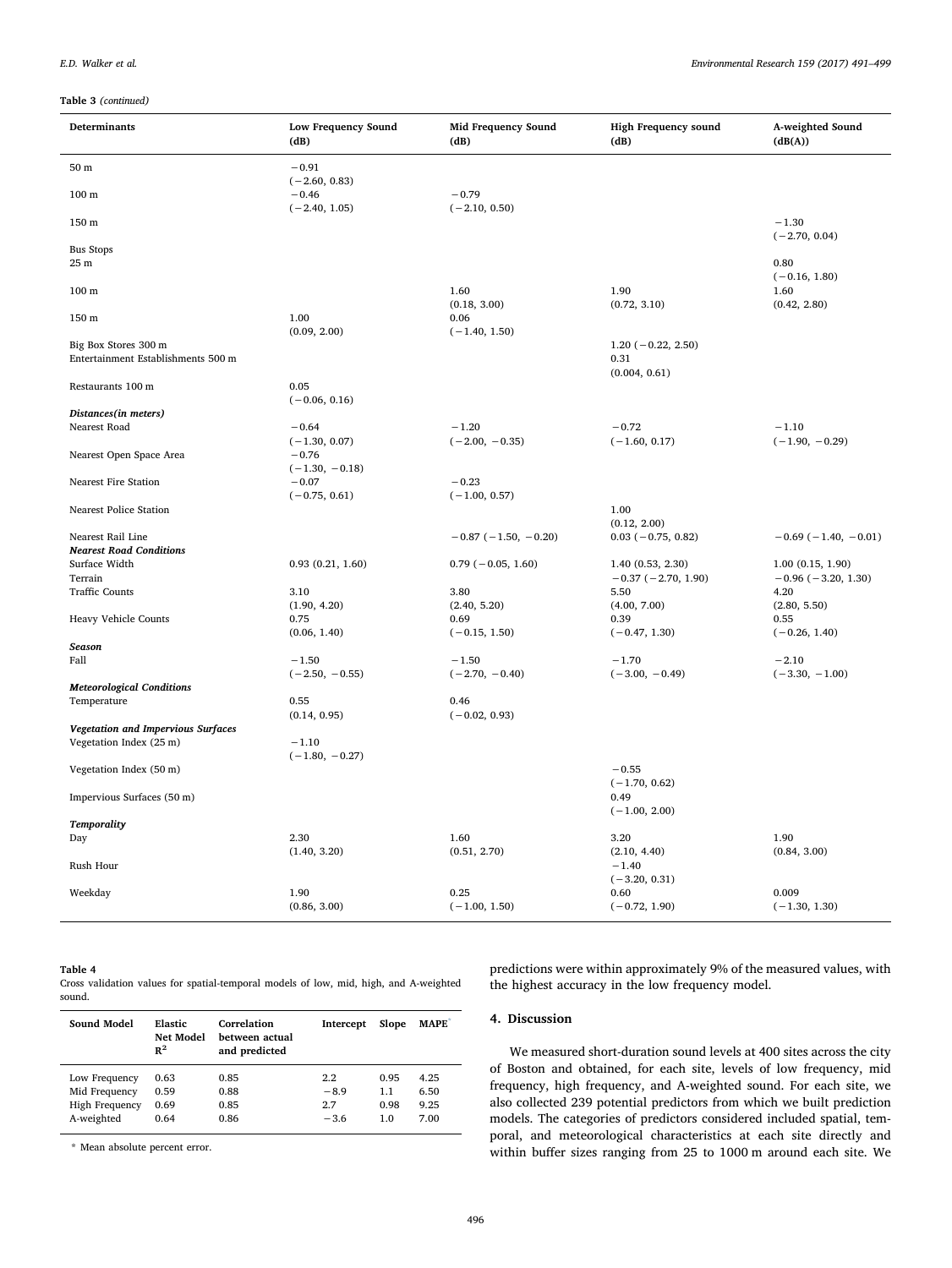**Table 3** *(continued)*

| Determinants | Low Frequency Sound (dB) | Mid Frequency Sound (dB) | High Frequency sound (dB) | A-weighted Sound (dB(A)) |
|---|---|---|---|---|
| 50 m | −0.91 (−2.60, 0.83) | | | |
| 100 m | −0.46 (−2.40, 1.05) | −0.79 (−2.10, 0.50) | | |
| 150 m | | | | −1.30 (−2.70, 0.04) |
| Bus Stops | | | | |
| 25 m | | | | 0.80 (−0.16, 1.80) |
| 100 m | | 1.60 (0.18, 3.00) | 1.90 (0.72, 3.10) | 1.60 (0.42, 2.80) |
| 150 m | 1.00 (0.09, 2.00) | 0.06 (−1.40, 1.50) | | |
| Big Box Stores 300 m | | | 1.20 (−0.22, 2.50) | |
| Entertainment Establishments 500 m | | | 0.31 (0.004, 0.61) | |
| Restaurants 100 m | 0.05 (−0.06, 0.16) | | | |
| ***Distances(in meters)*** | | | | |
| Nearest Road | −0.64 (−1.30, 0.07) | −1.20 (−2.00, −0.35) | −0.72 (−1.60, 0.17) | −1.10 (−1.90, −0.29) |
| Nearest Open Space Area | −0.76 (−1.30, −0.18) | | | |
| Nearest Fire Station | −0.07 (−0.75, 0.61) | −0.23 (−1.00, 0.57) | | |
| Nearest Police Station | | | 1.00 (0.12, 2.00) | |
| Nearest Rail Line | | −0.87 (−1.50, −0.20) | 0.03 (−0.75, 0.82) | −0.69 (−1.40, −0.01) |
| ***Nearest Road Conditions*** | | | | |
| Surface Width | 0.93 (0.21, 1.60) | 0.79 (−0.05, 1.60) | 1.40 (0.53, 2.30) | 1.00 (0.15, 1.90) |
| Terrain | | | −0.37 (−2.70, 1.90) | −0.96 (−3.20, 1.30) |
| Traffic Counts | 3.10 (1.90, 4.20) | 3.80 (2.40, 5.20) | 5.50 (4.00, 7.00) | 4.20 (2.80, 5.50) |
| Heavy Vehicle Counts | 0.75 (0.06, 1.40) | 0.69 (−0.15, 1.50) | 0.39 (−0.47, 1.30) | 0.55 (−0.26, 1.40) |
| ***Season*** | | | | |
| Fall | −1.50 (−2.50, −0.55) | −1.50 (−2.70, −0.40) | −1.70 (−3.00, −0.49) | −2.10 (−3.30, −1.00) |
| ***Meteorological Conditions*** | | | | |
| Temperature | 0.55 (0.14, 0.95) | 0.46 (−0.02, 0.93) | | |
| ***Vegetation and Impervious Surfaces*** | | | | |
| Vegetation Index (25 m) | −1.10 (−1.80, −0.27) | | | |
| Vegetation Index (50 m) | | | −0.55 (−1.70, 0.62) | |
| Impervious Surfaces (50 m) | | | 0.49 (−1.00, 2.00) | |
| ***Temporality*** | | | | |
| Day | 2.30 (1.40, 3.20) | 1.60 (0.51, 2.70) | 3.20 (2.10, 4.40) | 1.90 (0.84, 3.00) |
| Rush Hour | | | −1.40 (−3.20, 0.31) | |
| Weekday | 1.90 (0.86, 3.00) | 0.25 (−1.00, 1.50) | 0.60 (−0.72, 1.90) | 0.009 (−1.30, 1.30) |

**Table 4**
Cross validation values for spatial-temporal models of low, mid, high, and A-weighted sound.

| Sound Model | Elastic Net Model $R^2$ | Correlation between actual and predicted | Intercept | Slope | MAPE* |
|---|---|---|---|---|---|
| Low Frequency | 0.63 | 0.85 | 2.2 | 0.95 | 4.25 |
| Mid Frequency | 0.59 | 0.88 | −8.9 | 1.1 | 6.50 |
| High Frequency | 0.69 | 0.85 | 2.7 | 0.98 | 9.25 |
| A-weighted | 0.64 | 0.86 | −3.6 | 1.0 | 7.00 |

* Mean absolute percent error.

predictions were within approximately 9% of the measured values, with the highest accuracy in the low frequency model.

## 4. Discussion

We measured short-duration sound levels at 400 sites across the city of Boston and obtained, for each site, levels of low frequency, mid frequency, high frequency, and A-weighted sound. For each site, we also collected 239 potential predictors from which we built prediction models. The categories of predictors considered included spatial, temporal, and meteorological characteristics at each site directly and within buffer sizes ranging from 25 to 1000 m around each site. We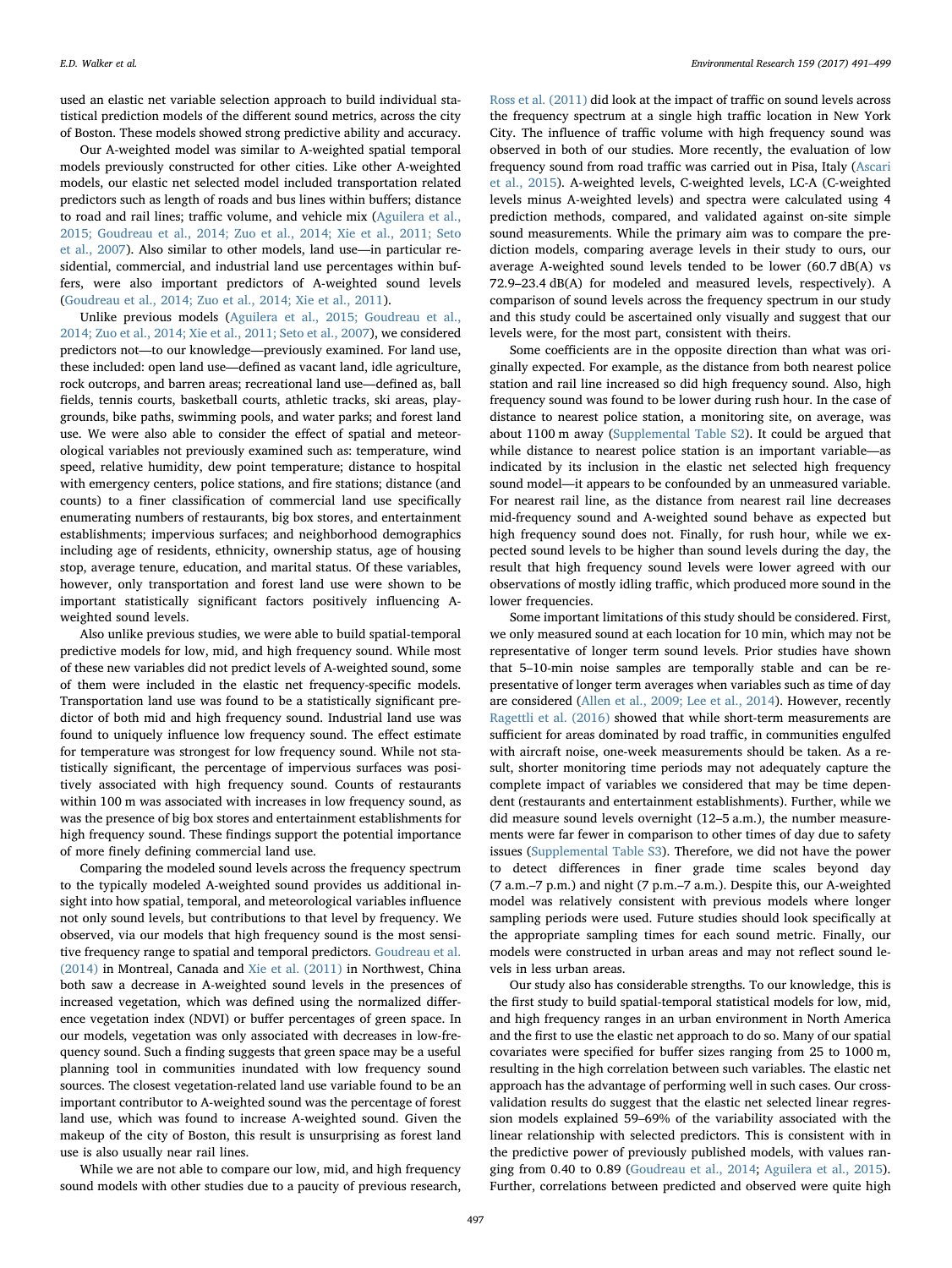used an elastic net variable selection approach to build individual statistical prediction models of the different sound metrics, across the city of Boston. These models showed strong predictive ability and accuracy.

Our A-weighted model was similar to A-weighted spatial temporal models previously constructed for other cities. Like other A-weighted models, our elastic net selected model included transportation related predictors such as length of roads and bus lines within buffers; distance to road and rail lines; traffic volume, and vehicle mix (Aguilera et al., 2015; Goudreau et al., 2014; Zuo et al., 2014; Xie et al., 2011; Seto et al., 2007). Also similar to other models, land use—in particular residential, commercial, and industrial land use percentages within buffers, were also important predictors of A-weighted sound levels (Goudreau et al., 2014; Zuo et al., 2014; Xie et al., 2011).

Unlike previous models (Aguilera et al., 2015; Goudreau et al., 2014; Zuo et al., 2014; Xie et al., 2011; Seto et al., 2007), we considered predictors not—to our knowledge—previously examined. For land use, these included: open land use—defined as vacant land, idle agriculture, rock outcrops, and barren areas; recreational land use—defined as, ball fields, tennis courts, basketball courts, athletic tracks, ski areas, playgrounds, bike paths, swimming pools, and water parks; and forest land use. We were also able to consider the effect of spatial and meteorological variables not previously examined such as: temperature, wind speed, relative humidity, dew point temperature; distance to hospital with emergency centers, police stations, and fire stations; distance (and counts) to a finer classification of commercial land use specifically enumerating numbers of restaurants, big box stores, and entertainment establishments; impervious surfaces; and neighborhood demographics including age of residents, ethnicity, ownership status, age of housing stop, average tenure, education, and marital status. Of these variables, however, only transportation and forest land use were shown to be important statistically significant factors positively influencing A-weighted sound levels.

Also unlike previous studies, we were able to build spatial-temporal predictive models for low, mid, and high frequency sound. While most of these new variables did not predict levels of A-weighted sound, some of them were included in the elastic net frequency-specific models. Transportation land use was found to be a statistically significant predictor of both mid and high frequency sound. Industrial land use was found to uniquely influence low frequency sound. The effect estimate for temperature was strongest for low frequency sound. While not statistically significant, the percentage of impervious surfaces was positively associated with high frequency sound. Counts of restaurants within 100 m was associated with increases in low frequency sound, as was the presence of big box stores and entertainment establishments for high frequency sound. These findings support the potential importance of more finely defining commercial land use.

Comparing the modeled sound levels across the frequency spectrum to the typically modeled A-weighted sound provides us additional insight into how spatial, temporal, and meteorological variables influence not only sound levels, but contributions to that level by frequency. We observed, via our models that high frequency sound is the most sensitive frequency range to spatial and temporal predictors. Goudreau et al. (2014) in Montreal, Canada and Xie et al. (2011) in Northwest, China both saw a decrease in A-weighted sound levels in the presences of increased vegetation, which was defined using the normalized difference vegetation index (NDVI) or buffer percentages of green space. In our models, vegetation was only associated with decreases in low-frequency sound. Such a finding suggests that green space may be a useful planning tool in communities inundated with low frequency sound sources. The closest vegetation-related land use variable found to be an important contributor to A-weighted sound was the percentage of forest land use, which was found to increase A-weighted sound. Given the makeup of the city of Boston, this result is unsurprising as forest land use is also usually near rail lines.

While we are not able to compare our low, mid, and high frequency sound models with other studies due to a paucity of previous research, Ross et al. (2011) did look at the impact of traffic on sound levels across the frequency spectrum at a single high traffic location in New York City. The influence of traffic volume with high frequency sound was observed in both of our studies. More recently, the evaluation of low frequency sound from road traffic was carried out in Pisa, Italy (Ascari et al., 2015). A-weighted levels, C-weighted levels, LC-A (C-weighted levels minus A-weighted levels) and spectra were calculated using 4 prediction methods, compared, and validated against on-site simple sound measurements. While the primary aim was to compare the prediction models, comparing average levels in their study to ours, our average A-weighted sound levels tended to be lower (60.7 dB(A) vs 72.9–23.4 dB(A) for modeled and measured levels, respectively). A comparison of sound levels across the frequency spectrum in our study and this study could be ascertained only visually and suggest that our levels were, for the most part, consistent with theirs.

Some coefficients are in the opposite direction than what was originally expected. For example, as the distance from both nearest police station and rail line increased so did high frequency sound. Also, high frequency sound was found to be lower during rush hour. In the case of distance to nearest police station, a monitoring site, on average, was about 1100 m away (Supplemental Table S2). It could be argued that while distance to nearest police station is an important variable—as indicated by its inclusion in the elastic net selected high frequency sound model—it appears to be confounded by an unmeasured variable. For nearest rail line, as the distance from nearest rail line decreases mid-frequency sound and A-weighted sound behave as expected but high frequency sound does not. Finally, for rush hour, while we expected sound levels to be higher than sound levels during the day, the result that high frequency sound levels were lower agreed with our observations of mostly idling traffic, which produced more sound in the lower frequencies.

Some important limitations of this study should be considered. First, we only measured sound at each location for 10 min, which may not be representative of longer term sound levels. Prior studies have shown that 5–10-min noise samples are temporally stable and can be representative of longer term averages when variables such as time of day are considered (Allen et al., 2009; Lee et al., 2014). However, recently Ragettli et al. (2016) showed that while short-term measurements are sufficient for areas dominated by road traffic, in communities engulfed with aircraft noise, one-week measurements should be taken. As a result, shorter monitoring time periods may not adequately capture the complete impact of variables we considered that may be time dependent (restaurants and entertainment establishments). Further, while we did measure sound levels overnight (12–5 a.m.), the number measurements were far fewer in comparison to other times of day due to safety issues (Supplemental Table S3). Therefore, we did not have the power to detect differences in finer grade time scales beyond day (7 a.m.–7 p.m.) and night (7 p.m.–7 a.m.). Despite this, our A-weighted model was relatively consistent with previous models where longer sampling periods were used. Future studies should look specifically at the appropriate sampling times for each sound metric. Finally, our models were constructed in urban areas and may not reflect sound levels in less urban areas.

Our study also has considerable strengths. To our knowledge, this is the first study to build spatial-temporal statistical models for low, mid, and high frequency ranges in an urban environment in North America and the first to use the elastic net approach to do so. Many of our spatial covariates were specified for buffer sizes ranging from 25 to 1000 m, resulting in the high correlation between such variables. The elastic net approach has the advantage of performing well in such cases. Our cross-validation results do suggest that the elastic net selected linear regression models explained 59–69% of the variability associated with the linear relationship with selected predictors. This is consistent with in the predictive power of previously published models, with values ranging from 0.40 to 0.89 (Goudreau et al., 2014; Aguilera et al., 2015). Further, correlations between predicted and observed were quite high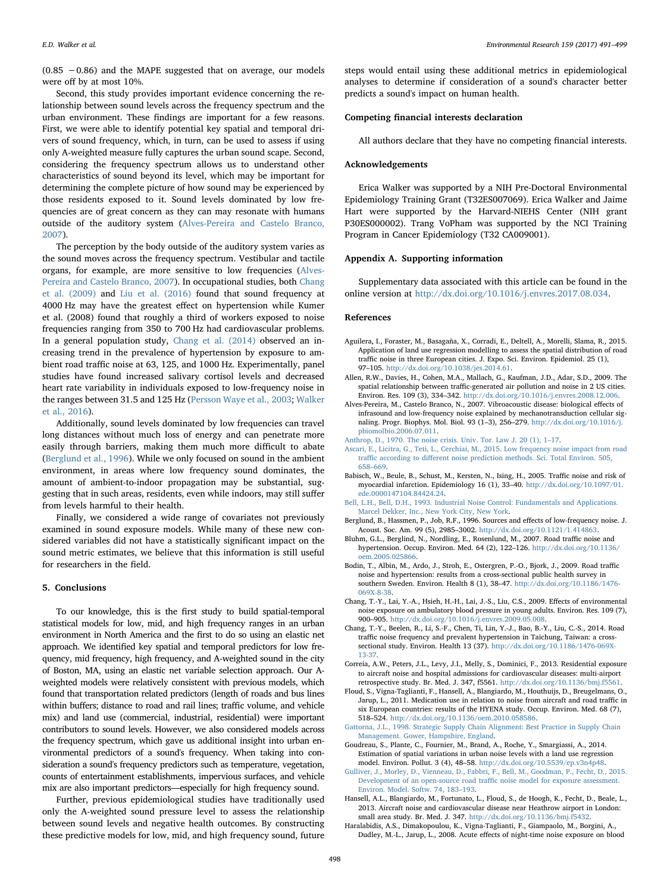(0.85 −0.86) and the MAPE suggested that on average, our models were off by at most 10%.

Second, this study provides important evidence concerning the relationship between sound levels across the frequency spectrum and the urban environment. These findings are important for a few reasons. First, we were able to identify potential key spatial and temporal drivers of sound frequency, which, in turn, can be used to assess if using only A-weighted measure fully captures the urban sound scape. Second, considering the frequency spectrum allows us to understand other characteristics of sound beyond its level, which may be important for determining the complete picture of how sound may be experienced by those residents exposed to it. Sound levels dominated by low frequencies are of great concern as they can may resonate with humans outside of the auditory system (Alves-Pereira and Castelo Branco, 2007).

The perception by the body outside of the auditory system varies as the sound moves across the frequency spectrum. Vestibular and tactile organs, for example, are more sensitive to low frequencies (Alves-Pereira and Castelo Branco, 2007). In occupational studies, both Chang et al. (2009) and Liu et al. (2016) found that sound frequency at 4000 Hz may have the greatest effect on hypertension while Kumer et al. (2008) found that roughly a third of workers exposed to noise frequencies ranging from 350 to 700 Hz had cardiovascular problems. In a general population study, Chang et al. (2014) observed an increasing trend in the prevalence of hypertension by exposure to ambient road traffic noise at 63, 125, and 1000 Hz. Experimentally, panel studies have found increased salivary cortisol levels and decreased heart rate variability in individuals exposed to low-frequency noise in the ranges between 31.5 and 125 Hz (Persson Waye et al., 2003; Walker et al., 2016).

Additionally, sound levels dominated by low frequencies can travel long distances without much loss of energy and can penetrate more easily through barriers, making them much more difficult to abate (Berglund et al., 1996). While we only focused on sound in the ambient environment, in areas where low frequency sound dominates, the amount of ambient-to-indoor propagation may be substantial, suggesting that in such areas, residents, even while indoors, may still suffer from levels harmful to their health.

Finally, we considered a wide range of covariates not previously examined in sound exposure models. While many of these new considered variables did not have a statistically significant impact on the sound metric estimates, we believe that this information is still useful for researchers in the field.

## 5. Conclusions

To our knowledge, this is the first study to build spatial-temporal statistical models for low, mid, and high frequency ranges in an urban environment in North America and the first to do so using an elastic net approach. We identified key spatial and temporal predictors for low frequency, mid frequency, high frequency, and A-weighted sound in the city of Boston, MA, using an elastic net variable selection approach. Our A-weighted models were relatively consistent with previous models, which found that transportation related predictors (length of roads and bus lines within buffers; distance to road and rail lines; traffic volume, and vehicle mix) and land use (commercial, industrial, residential) were important contributors to sound levels. However, we also considered models across the frequency spectrum, which gave us additional insight into urban environmental predictors of a sound's frequency. When taking into consideration a sound's frequency predictors such as temperature, vegetation, counts of entertainment establishments, impervious surfaces, and vehicle mix are also important predictors—especially for high frequency sound.

Further, previous epidemiological studies have traditionally used only the A-weighted sound pressure level to assess the relationship between sound levels and negative health outcomes. By constructing these predictive models for low, mid, and high frequency sound, future steps would entail using these additional metrics in epidemiological analyses to determine if consideration of a sound's character better predicts a sound's impact on human health.

### Competing financial interests declaration

All authors declare that they have no competing financial interests.

### Acknowledgements

Erica Walker was supported by a NIH Pre-Doctoral Environmental Epidemiology Training Grant (T32ES007069). Erica Walker and Jaime Hart were supported by the Harvard-NIEHS Center (NIH grant P30ES000002). Trang VoPham was supported by the NCI Training Program in Cancer Epidemiology (T32 CA009001).

### Appendix A. Supporting information

Supplementary data associated with this article can be found in the online version at http://dx.doi.org/10.1016/j.envres.2017.08.034.

### References

Aguilera, I., Foraster, M., Basagaña, X., Corradi, E., Deltell, A., Morelli, Slama, R., 2015. Application of land use regression modelling to assess the spatial distribution of road traffic noise in three European cities. J. Expo. Sci. Environ. Epidemiol. 25 (1), 97–105. http://dx.doi.org/10.1038/jes.2014.61.

Allen, R.W., Davies, H., Cohen, M.A., Mallach, G., Kaufman, J.D., Adar, S.D., 2009. The spatial relationship between traffic-generated air pollution and noise in 2 US cities. Environ. Res. 109 (3), 334–342. http://dx.doi.org/10.1016/j.envres.2008.12.006.

Alves-Pereira, M., Castelo Branco, N., 2007. Vibroacoustic disease: biological effects of infrasound and low-frequency noise explained by mechanotransduction cellular signaling. Progr. Biophys. Mol. Biol. 93 (1–3), 256–279. http://dx.doi.org/10.1016/j.pbiomolbio.2006.07.011.

Anthrop, D., 1970. The noise crisis. Univ. Tor. Law J. 20 (1), 1–17.

Ascari, E., Licitra, G., Teti, L., Cerchiai, M., 2015. Low frequency noise impact from road traffic according to different noise prediction methods. Sci. Total Environ. 505, 658–669.

Babisch, W., Beule, B., Schust, M., Kersten, N., Ising, H., 2005. Traffic noise and risk of myocardial infarction. Epidemiology 16 (1), 33–40. http://dx.doi.org/10.1097/01.ede.0000147104.84424.24.

Bell, L.H., Bell, D.H., 1993. Industrial Noise Control: Fundamentals and Applications. Marcel Dekker, Inc., New York City, New York.

Berglund, B., Hassmen, P., Job, R.F., 1996. Sources and effects of low-frequency noise. J. Acoust. Soc. Am. 99 (5), 2985–3002. http://dx.doi.org/10.1121/1.414863.

Bluhm, G.L., Berglund, N., Nordling, E., Rosenlund, M., 2007. Road traffic noise and hypertension. Occup. Environ. Med. 64 (2), 122–126. http://dx.doi.org/10.1136/oem.2005.025866.

Bodin, T., Albin, M., Ardo, J., Stroh, E., Ostergren, P.-O., Bjork, J., 2009. Road traffic noise and hypertension: results from a cross-sectional public health survey in southern Sweden. Environ. Health 8 (1), 38–47. http://dx.doi.org/10.1186/1476-069X-8-38.

Chang, T.-Y., Lai, Y.-A., Hsieh, H.-H., Lai, J.-S., Liu, C.S., 2009. Effects of environmental noise exposure on ambulatory blood pressure in young adults. Environ. Res. 109 (7), 900–905. http://dx.doi.org/10.1016/j.envres.2009.05.008.

Chang, T.-Y., Beelen, R., Li, S.-F., Chen, Ti, Lin, Y.-J., Bao, B.-Y., Liu, C.-S., 2014. Road traffic noise frequency and prevalent hypertension in Taichung, Taiwan: a cross-sectional study. Environ. Health 13 (37). http://dx.doi.org/10.1186/1476-069X-13-37.

Correia, A.W., Peters, J.L., Levy, J.I., Melly, S., Dominici, F., 2013. Residential exposure to aircraft noise and hospital admissions for cardiovascular diseases: multi-airport retrospective study. Br. Med. J. 347, f5561. http://dx.doi.org/10.1136/bmj.f5561.

Floud, S., Vigna-Taglianti, F., Hansell, A., Blangiardo, M., Houthuijs, D., Breugelmans, O., Jarup, L., 2011. Medication use in relation to noise from aircraft and road traffic in six European countries: results of the HYENA study. Occup. Environ. Med. 68 (7), 518–524. http://dx.doi.org/10.1136/oem.2010.058586.

Gattorna, J.L., 1998. Strategic Supply Chain Alignment: Best Practice in Supply Chain Management. Gower, Hampshire, England.

Goudreau, S., Plante, C., Fournier, M., Brand, A., Roche, Y., Smargiassi, A., 2014. Estimation of spatial variations in urban noise levels with a land use regression model. Environ. Pollut. 3 (4), 48–58. http://dx.doi.org/10.5539/ep.v3n4p48.

Gulliver, J., Morley, D., Vienneau, D., Fabbri, F., Bell, M., Goodman, P., Fecht, D., 2015. Development of an open-source road traffic noise model for exposure assessment. Environ. Model. Softw. 74, 183–193.

Hansell, A.L., Blangiardo, M., Fortunato, L., Floud, S., de Hoogh, K., Fecht, D., Beale, L., 2013. Aircraft noise and cardiovascular disease near Heathrow airport in London: small area study. Br. Med. J. 347. http://dx.doi.org/10.1136/bmj.f5432.

Haralabidis, A.S., Dimakopoulou, K., Vigna-Taglianti, F., Giampaolo, M., Borgini, A., Dudley, M.-L., Jarup, L., 2008. Acute effects of night-time noise exposure on blood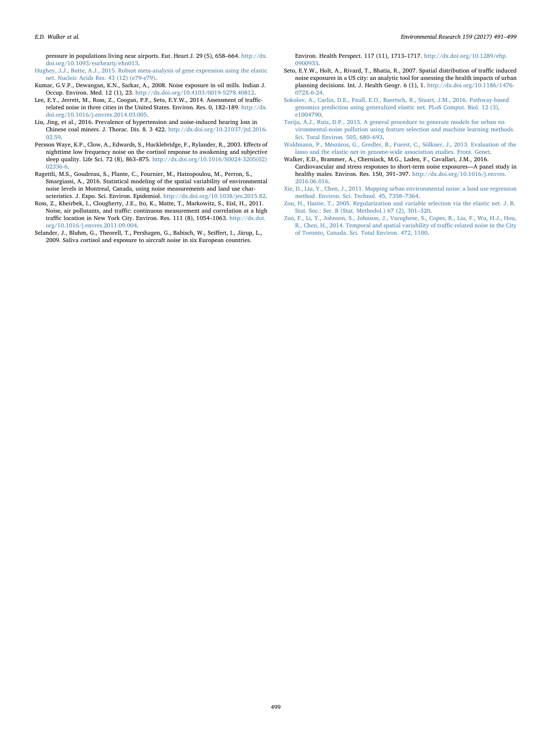pressure in populations living near airports. Eur. Heart J. 29 (5), 658–664. http://dx.doi.org/10.1093/eurheartj/ehn013.

Hughey, J.J., Butte, A.J., 2015. Robust meta-analysis of gene expression using the elastic net. Nucleic Acids Res. 43 (12) (e79-e79).

Kumar, G.V.P., Dewangan, K.N., Sarkar, A., 2008. Noise exposure in oil mills. Indian J. Occup. Environ. Med. 12 (1), 23. http://dx.doi.org/10.4103/0019-5278.40812.

Lee, E.Y., Jerrett, M., Ross, Z., Coogan, P.F., Seto, E.Y.W., 2014. Assessment of traffic-related noise in three cities in the United States. Environ. Res. 0, 182–189. http://dx.doi.org/10.1016/j.envres.2014.03.005.

Liu, Jing, et al., 2016. Prevalence of hypertension and noise-induced hearing loss in Chinese coal miners. J. Thorac. Dis. 8. 3 422. http://dx.doi.org/10.21037/jtd.2016.02.59.

Persson Waye, K.P., Clow, A., Edwards, S., Hucklebridge, F., Rylander, R., 2003. Effects of nighttime low frequency noise on the cortisol response to awakening and subjective sleep quality. Life Sci. 72 (8), 863–875. http://dx.doi.org/10.1016/S0024-3205(02)02336-6.

Ragettli, M.S., Goudreau, S., Plante, C., Fournier, M., Hatzopoulou, M., Perron, S., Smargiassi, A., 2016. Statistical modeling of the spatial variability of environmental noise levels in Montreal, Canada, using noise measurements and land use characteristics. J. Expo. Sci. Environ. Epidemiol. http://dx.doi.org/10.1038/jes.2015.82.

Ross, Z., Kheirbek, I., Clougherty, J.E., Ito, K., Matte, T., Markowitz, S., Eisl, H., 2011. Noise, air pollutants, and traffic: continuous measurement and correlation at a high traffic location in New York City. Environ. Res. 111 (8), 1054–1063. http://dx.doi.org/10.1016/j.envres.2011.09.004.

Selander, J., Bluhm, G., Theorell, T., Pershagen, G., Babisch, W., Seiffert, I., Järup, L., 2009. Saliva cortisol and exposure to aircraft noise in six European countries. Environ. Health Perspect. 117 (11), 1713–1717. http://dx.doi.org/10.1289/ehp.0900933.

Seto, E.Y.W., Holt, A., Rivard, T., Bhatia, R., 2007. Spatial distribution of traffic induced noise exposures in a US city: an analytic tool for assessing the health impacts of urban planning decisions. Int. J. Health Geogr. 6 (1), 1. http://dx.doi.org/10.1186/1476-072X-6-24.

Sokolov, A., Carlin, D.E., Paull, E.O., Baertsch, R., Stuart, J.M., 2016. Pathway-based genomics prediction using generalized elastic net. PLoS Comput. Biol. 12 (3), e1004790.

Torija, A.J., Ruiz, D.P., 2015. A general procedure to generate models for urban environmental-noise pollution using feature selection and machine learning methods. Sci. Total Environ. 505, 680–693.

Waldmann, P., Mészáros, G., Gredler, B., Fuerst, C., Sölkner, J., 2013. Evaluation of the lasso and the elastic net in genome-wide association studies. Front. Genet.

Walker, E.D., Brammer, A., Cherniack, M.G., Laden, F., Cavallari, J.M., 2016. Cardiovascular and stress responses to short-term noise exposures—A panel study in healthy males. Environ. Res. 150, 391–397. http://dx.doi.org/10.1016/j.envres.2016.06.016.

Xie, D., Liu, Y., Chen, J., 2011. Mapping urban environmental noise: a land use regression method. Environ. Sci. Technol. 45, 7358–7364.

Zou, H., Hastie, T., 2005. Regularization and variable selection via the elastic net. J. R. Stat. Soc.: Ser. B (Stat. Methodol.) 67 (2), 301–320.

Zuo, F., Li, Y., Johnson, S., Johnson, J., Varughese, S., Copes, R., Liu, F., Wu, H.J., Hou, R., Chen, H., 2014. Temporal and spatial variability of traffic-related noise in the City of Toronto, Canada. Sci. Total Environ. 472, 1100.